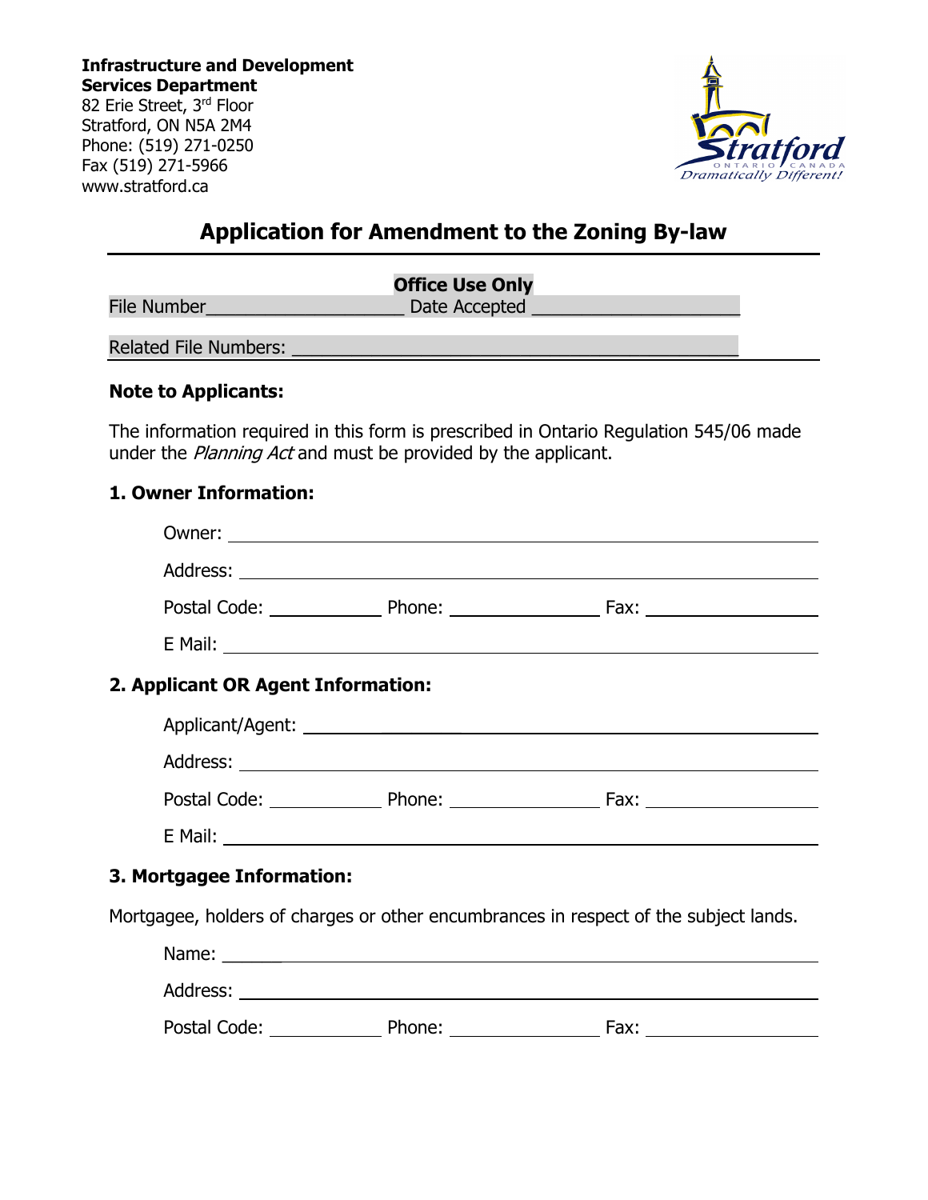**Infrastructure and Development Services Department**
82 Erie Street, 3rd Floor
Stratford, ON N5A 2M4
Phone: (519) 271-0250
Fax (519) 271-5966
www.stratford.ca

# Application for Amendment to the Zoning By-law

**Office Use Only**

File Number____________________ Date Accepted ____________________

Related File Numbers: ____________________________________________

**Note to Applicants:**

The information required in this form is prescribed in Ontario Regulation 545/06 made under the *Planning Act* and must be provided by the applicant.

## 1. Owner Information:

Owner: ____________________________________________

Address: ____________________________________________

Postal Code: ____________ Phone: ______________ Fax: ______________

E Mail: ____________________________________________

## 2. Applicant OR Agent Information:

Applicant/Agent: ____________________________________________

Address: ____________________________________________

Postal Code: ____________ Phone: ______________ Fax: ______________

E Mail: ____________________________________________

## 3. Mortgagee Information:

Mortgagee, holders of charges or other encumbrances in respect of the subject lands.

Name: ____________________________________________

Address: ____________________________________________

Postal Code: ____________ Phone: ______________ Fax: ______________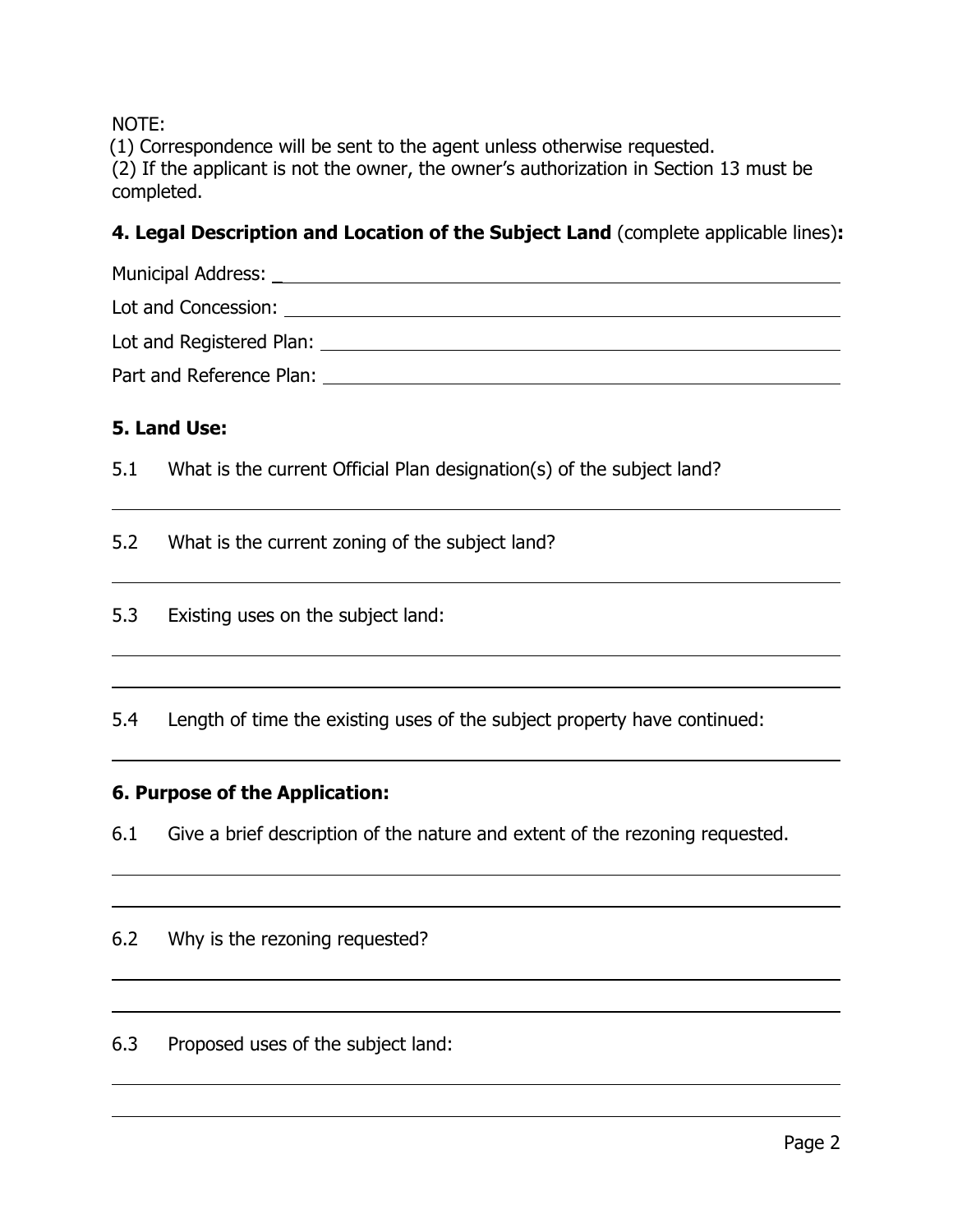NOTE:
(1) Correspondence will be sent to the agent unless otherwise requested.
(2) If the applicant is not the owner, the owner's authorization in Section 13 must be completed.

**4. Legal Description and Location of the Subject Land** (complete applicable lines)**:**

Municipal Address: ______________________________

Lot and Concession: ______________________________

Lot and Registered Plan: ______________________________

Part and Reference Plan: ______________________________

**5. Land Use:**

5.1 What is the current Official Plan designation(s) of the subject land?

______________________________

5.2 What is the current zoning of the subject land?

______________________________

5.3 Existing uses on the subject land:

______________________________

______________________________

5.4 Length of time the existing uses of the subject property have continued:

______________________________

**6. Purpose of the Application:**

6.1 Give a brief description of the nature and extent of the rezoning requested.

______________________________

______________________________

6.2 Why is the rezoning requested?

______________________________

______________________________

6.3 Proposed uses of the subject land:

______________________________

______________________________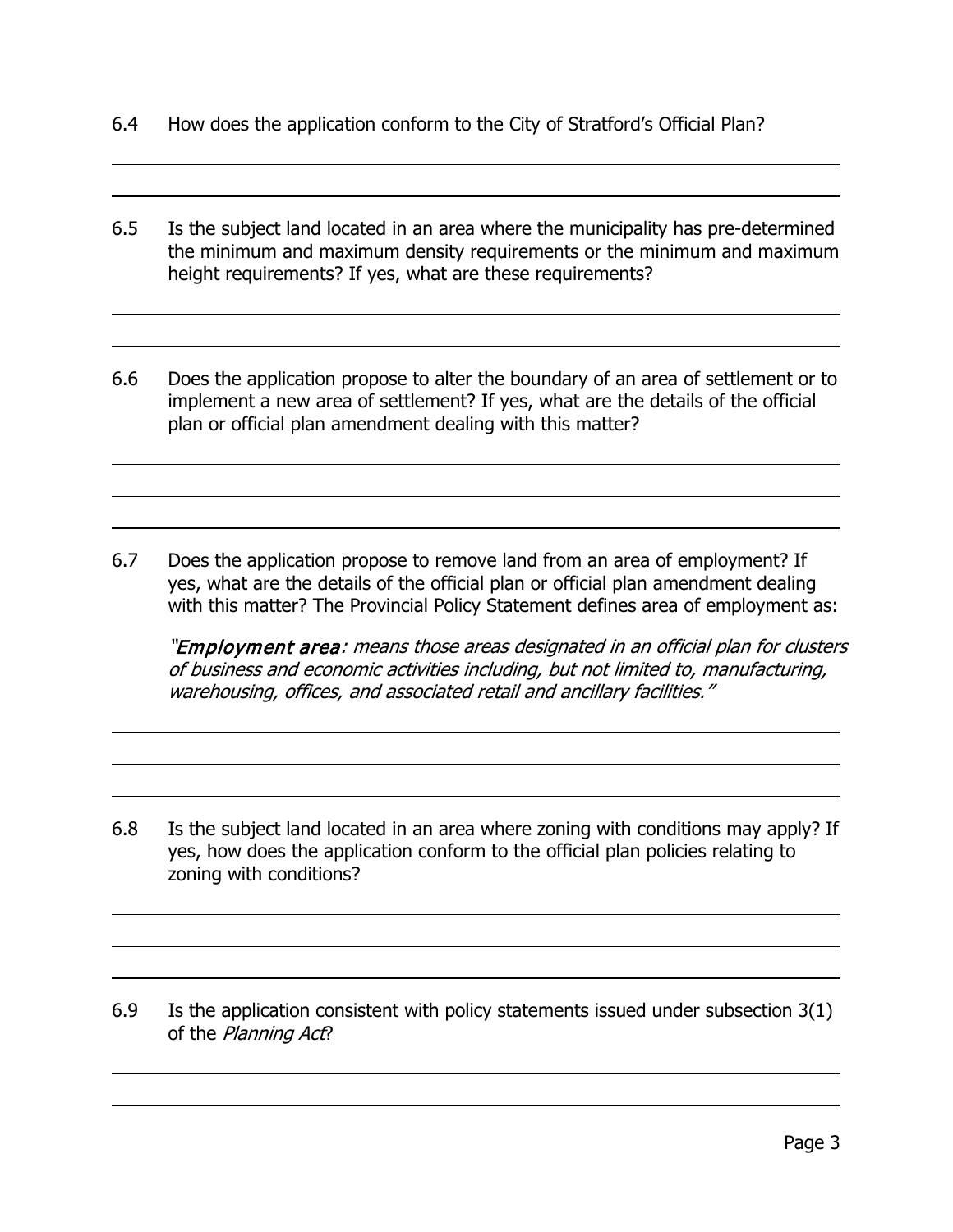6.4 How does the application conform to the City of Stratford's Official Plan?

6.5 Is the subject land located in an area where the municipality has pre-determined the minimum and maximum density requirements or the minimum and maximum height requirements? If yes, what are these requirements?

6.6 Does the application propose to alter the boundary of an area of settlement or to implement a new area of settlement? If yes, what are the details of the official plan or official plan amendment dealing with this matter?

6.7 Does the application propose to remove land from an area of employment? If yes, what are the details of the official plan or official plan amendment dealing with this matter? The Provincial Policy Statement defines area of employment as:

*"**Employment area**: means those areas designated in an official plan for clusters of business and economic activities including, but not limited to, manufacturing, warehousing, offices, and associated retail and ancillary facilities."*

6.8 Is the subject land located in an area where zoning with conditions may apply? If yes, how does the application conform to the official plan policies relating to zoning with conditions?

6.9 Is the application consistent with policy statements issued under subsection 3(1) of the *Planning Act*?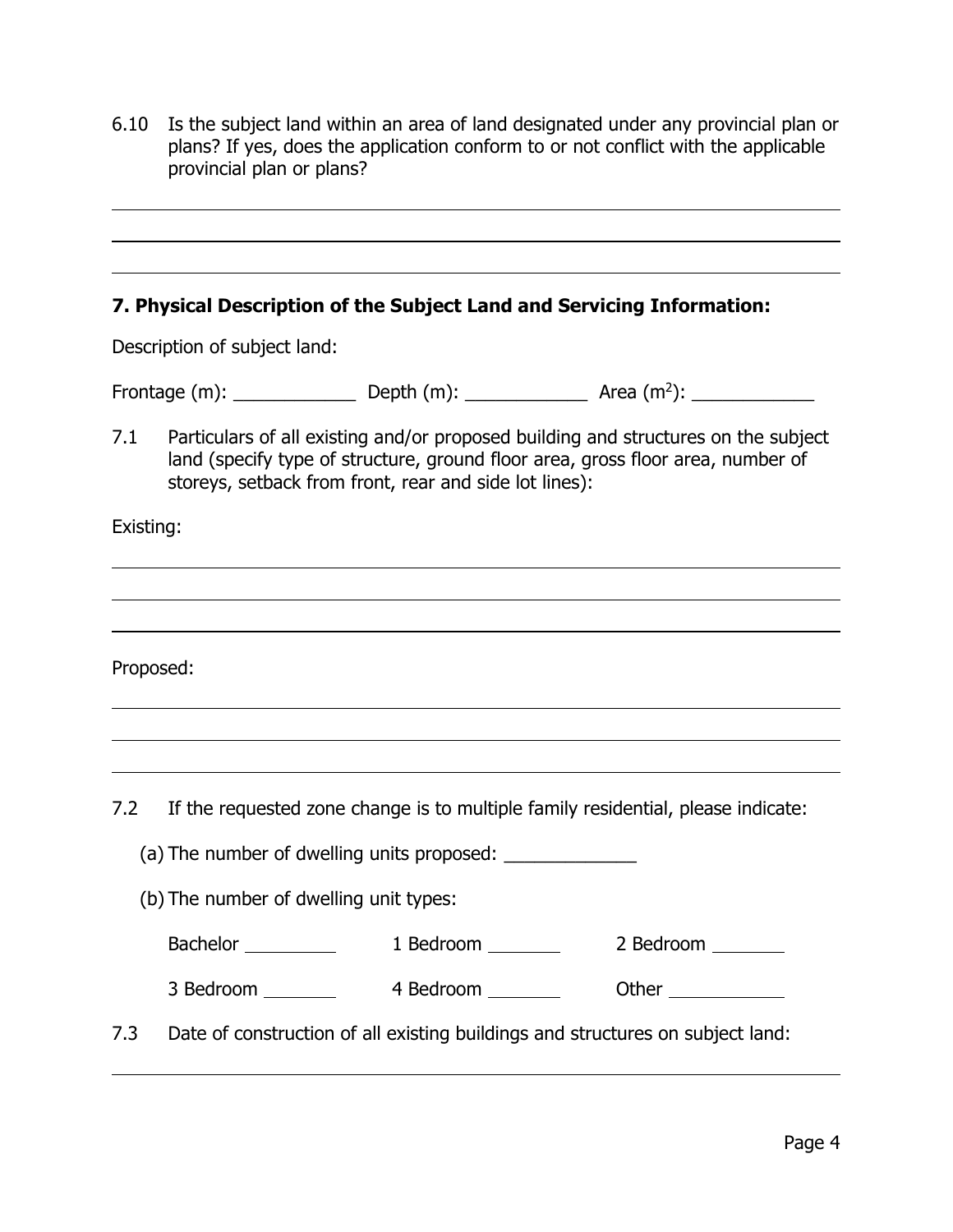6.10 Is the subject land within an area of land designated under any provincial plan or plans? If yes, does the application conform to or not conflict with the applicable provincial plan or plans?

______________________________________________________________________

______________________________________________________________________

______________________________________________________________________

## 7. Physical Description of the Subject Land and Servicing Information:

Description of subject land:

Frontage (m): ____________ Depth (m): ____________ Area ($m^2$): ____________

7.1 Particulars of all existing and/or proposed building and structures on the subject land (specify type of structure, ground floor area, gross floor area, number of storeys, setback from front, rear and side lot lines):

Existing:

______________________________________________________________________

______________________________________________________________________

______________________________________________________________________

Proposed:

______________________________________________________________________

______________________________________________________________________

______________________________________________________________________

7.2 If the requested zone change is to multiple family residential, please indicate:

(a) The number of dwelling units proposed: _____________

(b) The number of dwelling unit types:

Bachelor _________ 1 Bedroom _______ 2 Bedroom _______

3 Bedroom _______ 4 Bedroom _______ Other ___________

7.3 Date of construction of all existing buildings and structures on subject land:

______________________________________________________________________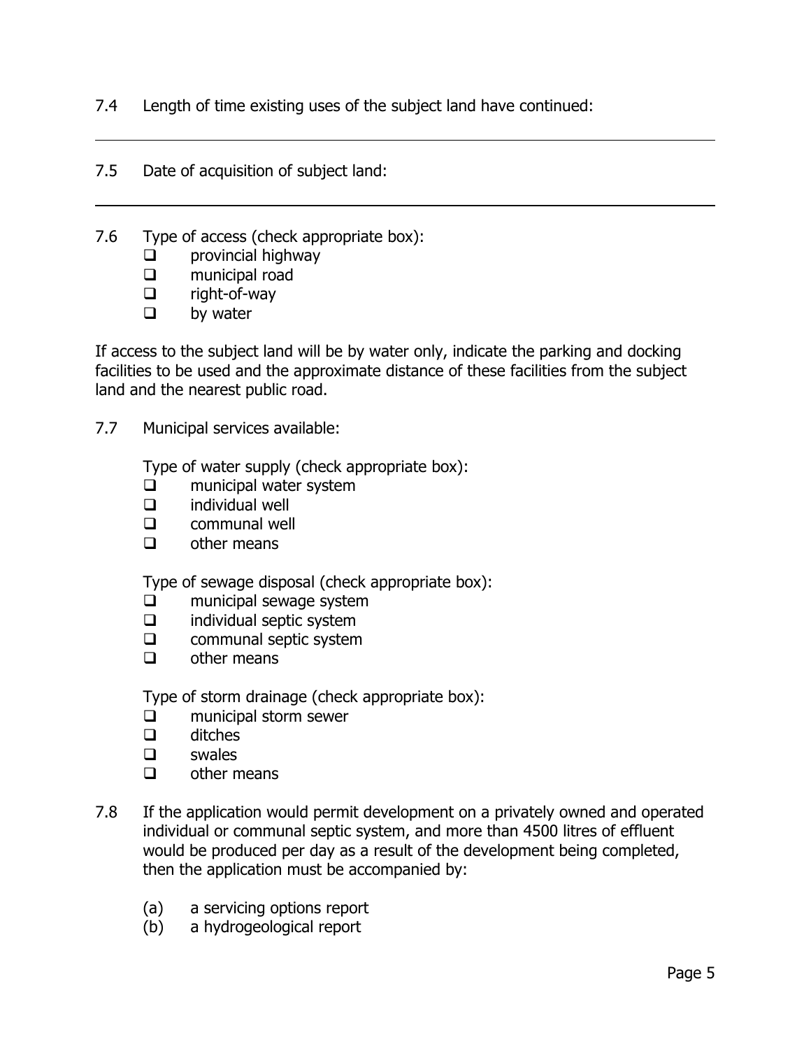7.4 Length of time existing uses of the subject land have continued:

---

7.5 Date of acquisition of subject land:

---

7.6 Type of access (check appropriate box):

- ☐ provincial highway
- ☐ municipal road
- ☐ right-of-way
- ☐ by water

If access to the subject land will be by water only, indicate the parking and docking facilities to be used and the approximate distance of these facilities from the subject land and the nearest public road.

7.7 Municipal services available:

Type of water supply (check appropriate box):

- ☐ municipal water system
- ☐ individual well
- ☐ communal well
- ☐ other means

Type of sewage disposal (check appropriate box):

- ☐ municipal sewage system
- ☐ individual septic system
- ☐ communal septic system
- ☐ other means

Type of storm drainage (check appropriate box):

- ☐ municipal storm sewer
- ☐ ditches
- ☐ swales
- ☐ other means

7.8 If the application would permit development on a privately owned and operated individual or communal septic system, and more than 4500 litres of effluent would be produced per day as a result of the development being completed, then the application must be accompanied by:

(a) a servicing options report
(b) a hydrogeological report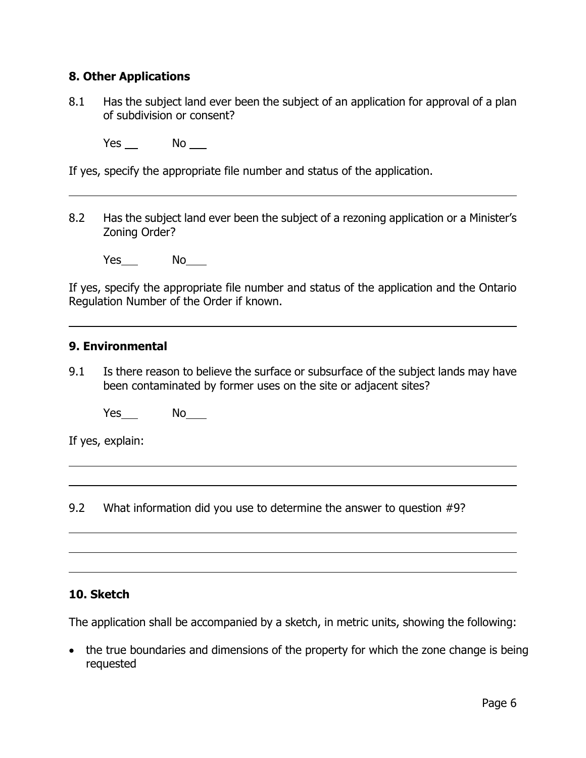## 8. Other Applications

8.1 Has the subject land ever been the subject of an application for approval of a plan of subdivision or consent?

Yes ___ No ___

If yes, specify the appropriate file number and status of the application.

---

8.2 Has the subject land ever been the subject of a rezoning application or a Minister's Zoning Order?

Yes___ No___

If yes, specify the appropriate file number and status of the application and the Ontario Regulation Number of the Order if known.

---

## 9. Environmental

9.1 Is there reason to believe the surface or subsurface of the subject lands may have been contaminated by former uses on the site or adjacent sites?

Yes___ No___

If yes, explain:

---

---

9.2 What information did you use to determine the answer to question #9?

---

---

---

## 10. Sketch

The application shall be accompanied by a sketch, in metric units, showing the following:

- the true boundaries and dimensions of the property for which the zone change is being requested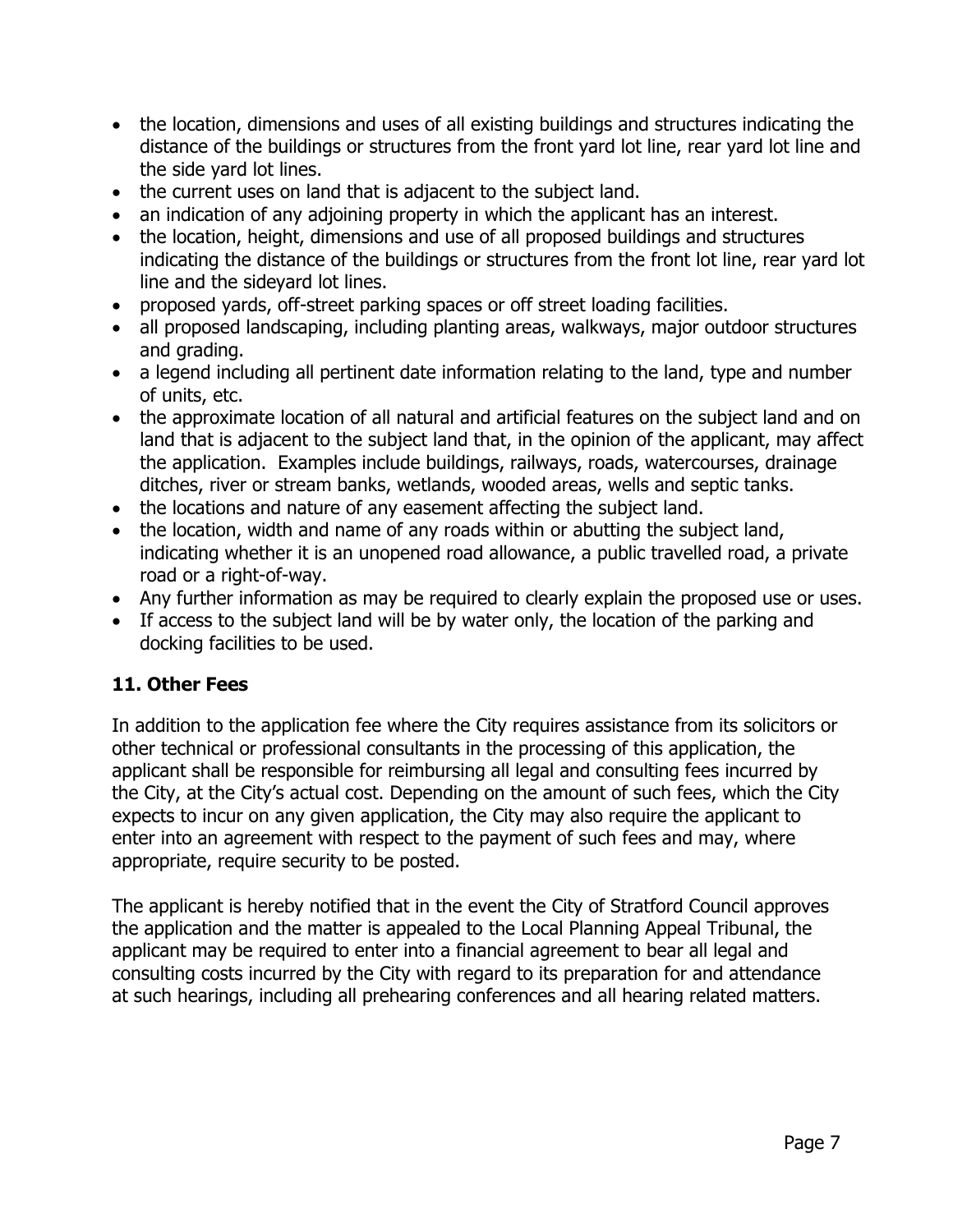- the location, dimensions and uses of all existing buildings and structures indicating the distance of the buildings or structures from the front yard lot line, rear yard lot line and the side yard lot lines.
- the current uses on land that is adjacent to the subject land.
- an indication of any adjoining property in which the applicant has an interest.
- the location, height, dimensions and use of all proposed buildings and structures indicating the distance of the buildings or structures from the front lot line, rear yard lot line and the sideyard lot lines.
- proposed yards, off-street parking spaces or off street loading facilities.
- all proposed landscaping, including planting areas, walkways, major outdoor structures and grading.
- a legend including all pertinent date information relating to the land, type and number of units, etc.
- the approximate location of all natural and artificial features on the subject land and on land that is adjacent to the subject land that, in the opinion of the applicant, may affect the application. Examples include buildings, railways, roads, watercourses, drainage ditches, river or stream banks, wetlands, wooded areas, wells and septic tanks.
- the locations and nature of any easement affecting the subject land.
- the location, width and name of any roads within or abutting the subject land, indicating whether it is an unopened road allowance, a public travelled road, a private road or a right-of-way.
- Any further information as may be required to clearly explain the proposed use or uses.
- If access to the subject land will be by water only, the location of the parking and docking facilities to be used.

## 11. Other Fees

In addition to the application fee where the City requires assistance from its solicitors or other technical or professional consultants in the processing of this application, the applicant shall be responsible for reimbursing all legal and consulting fees incurred by the City, at the City's actual cost. Depending on the amount of such fees, which the City expects to incur on any given application, the City may also require the applicant to enter into an agreement with respect to the payment of such fees and may, where appropriate, require security to be posted.

The applicant is hereby notified that in the event the City of Stratford Council approves the application and the matter is appealed to the Local Planning Appeal Tribunal, the applicant may be required to enter into a financial agreement to bear all legal and consulting costs incurred by the City with regard to its preparation for and attendance at such hearings, including all prehearing conferences and all hearing related matters.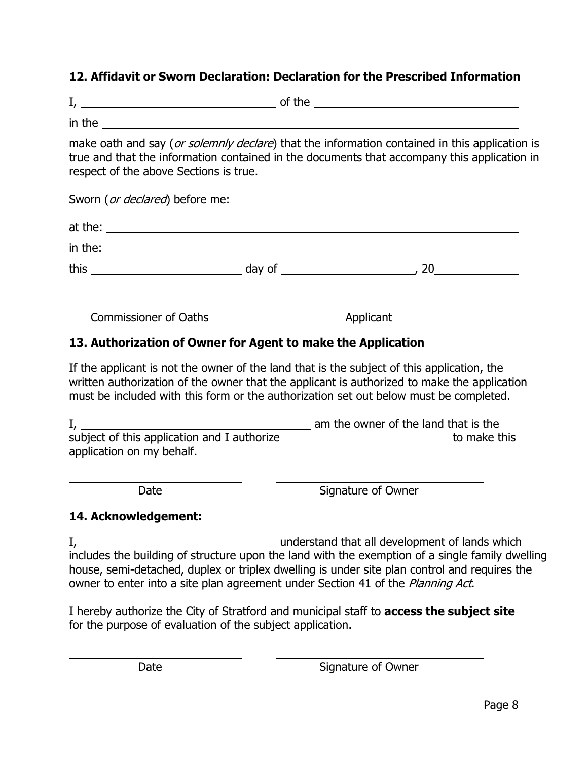## 12. Affidavit or Sworn Declaration: Declaration for the Prescribed Information

I, ______________________________ of the ______________________________

in the ____________________________________________________________

make oath and say (*or solemnly declare*) that the information contained in this application is true and that the information contained in the documents that accompany this application in respect of the above Sections is true.

Sworn (*or declared*) before me:

at the: ____________________________________________________________

in the: ____________________________________________________________

this ______________________ day of ______________________, 20__________

______________________________ ______________________________

Commissioner of Oaths Applicant

## 13. Authorization of Owner for Agent to make the Application

If the applicant is not the owner of the land that is the subject of this application, the written authorization of the owner that the applicant is authorized to make the application must be included with this form or the authorization set out below must be completed.

I, ____________________________________ am the owner of the land that is the subject of this application and I authorize ______________________________ to make this application on my behalf.

______________________________ ______________________________

Date Signature of Owner

## 14. Acknowledgement:

I, ______________________________ understand that all development of lands which includes the building of structure upon the land with the exemption of a single family dwelling house, semi-detached, duplex or triplex dwelling is under site plan control and requires the owner to enter into a site plan agreement under Section 41 of the *Planning Act*.

I hereby authorize the City of Stratford and municipal staff to **access the subject site** for the purpose of evaluation of the subject application.

______________________________ ______________________________

Date Signature of Owner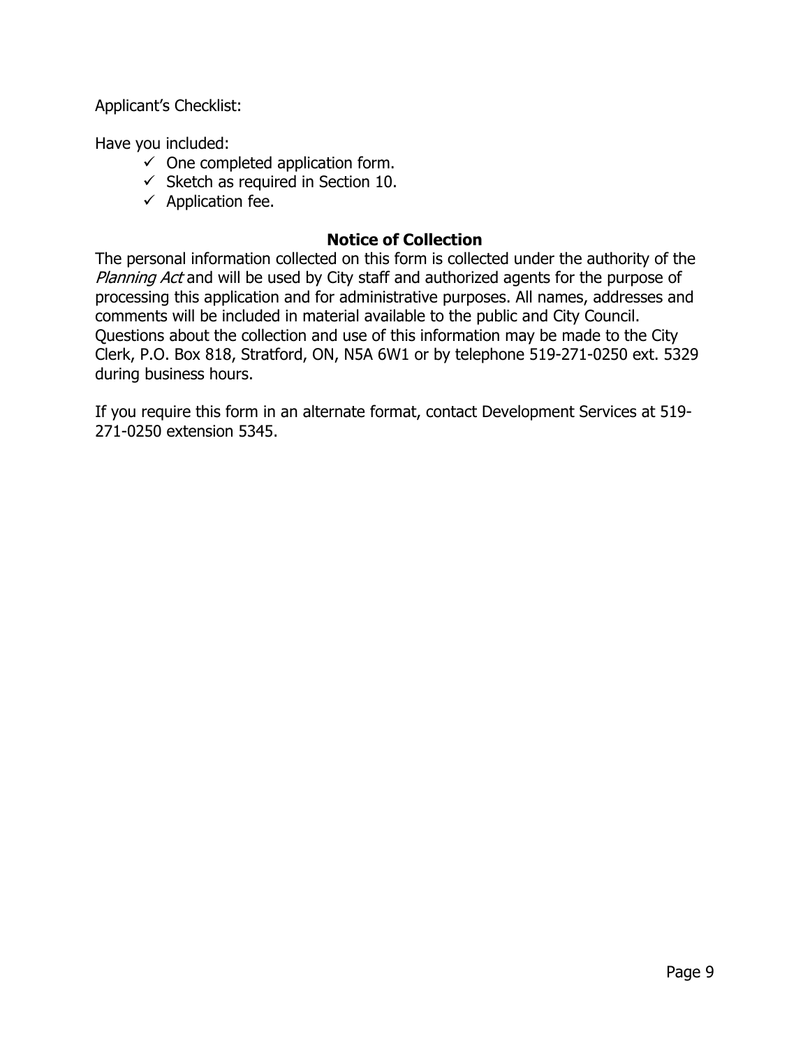Applicant's Checklist:

Have you included:

- ✓ One completed application form.
- ✓ Sketch as required in Section 10.
- ✓ Application fee.

**Notice of Collection**

The personal information collected on this form is collected under the authority of the *Planning Act* and will be used by City staff and authorized agents for the purpose of processing this application and for administrative purposes. All names, addresses and comments will be included in material available to the public and City Council. Questions about the collection and use of this information may be made to the City Clerk, P.O. Box 818, Stratford, ON, N5A 6W1 or by telephone 519-271-0250 ext. 5329 during business hours.

If you require this form in an alternate format, contact Development Services at 519-271-0250 extension 5345.